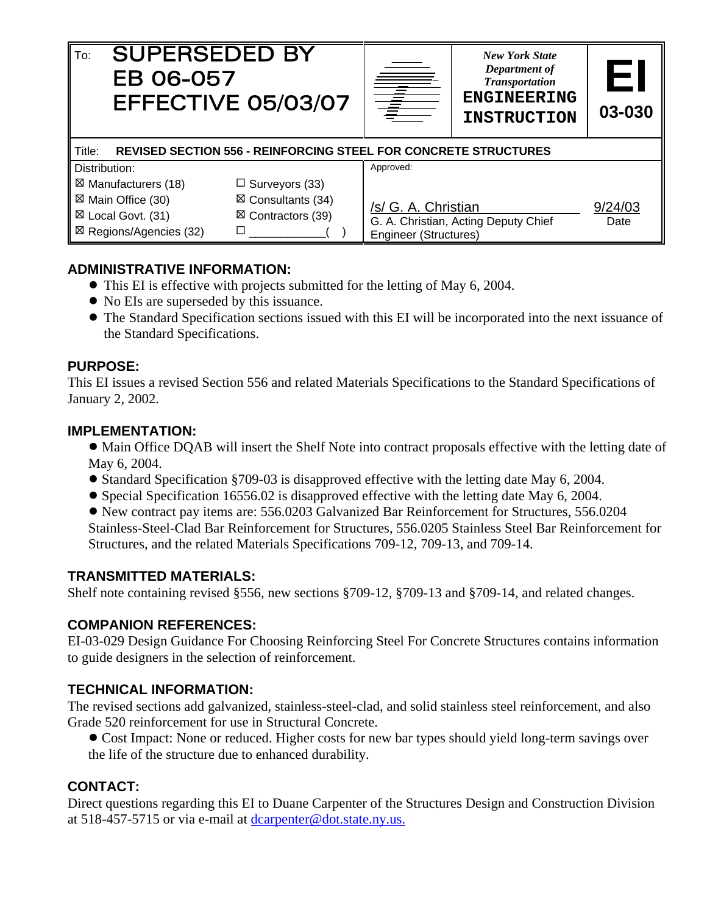| To: SUPERSEDED BY EB 06-057 EFFECTIVE 05/03/07 | | *New York State Department of Transportation* **ENGINEERING INSTRUCTION** | **EI 03-030** |
|---|---|---|---|

**Title: REVISED SECTION 556 - REINFORCING STEEL FOR CONCRETE STRUCTURES**

| Distribution: | | Approved: | |
|---|---|---|---|
| ☒ Manufacturers (18) | ☐ Surveyors (33) | | |
| ☒ Main Office (30) | ☒ Consultants (34) | /s/ G. A. Christian | 9/24/03 |
| ☒ Local Govt. (31) | ☒ Contractors (39) | G. A. Christian, Acting Deputy Chief Engineer (Structures) | Date |
| ☒ Regions/Agencies (32) | ☐ ___________( ) | | |

## ADMINISTRATIVE INFORMATION:

- This EI is effective with projects submitted for the letting of May 6, 2004.
- No EIs are superseded by this issuance.
- The Standard Specification sections issued with this EI will be incorporated into the next issuance of the Standard Specifications.

## PURPOSE:

This EI issues a revised Section 556 and related Materials Specifications to the Standard Specifications of January 2, 2002.

## IMPLEMENTATION:

- Main Office DQAB will insert the Shelf Note into contract proposals effective with the letting date of May 6, 2004.
- Standard Specification §709-03 is disapproved effective with the letting date May 6, 2004.
- Special Specification 16556.02 is disapproved effective with the letting date May 6, 2004.
- New contract pay items are: 556.0203 Galvanized Bar Reinforcement for Structures, 556.0204 Stainless-Steel-Clad Bar Reinforcement for Structures, 556.0205 Stainless Steel Bar Reinforcement for Structures, and the related Materials Specifications 709-12, 709-13, and 709-14.

## TRANSMITTED MATERIALS:

Shelf note containing revised §556, new sections §709-12, §709-13 and §709-14, and related changes.

## COMPANION REFERENCES:

EI-03-029 Design Guidance For Choosing Reinforcing Steel For Concrete Structures contains information to guide designers in the selection of reinforcement.

## TECHNICAL INFORMATION:

The revised sections add galvanized, stainless-steel-clad, and solid stainless steel reinforcement, and also Grade 520 reinforcement for use in Structural Concrete.

- Cost Impact: None or reduced. Higher costs for new bar types should yield long-term savings over the life of the structure due to enhanced durability.

## CONTACT:

Direct questions regarding this EI to Duane Carpenter of the Structures Design and Construction Division at 518-457-5715 or via e-mail at dcarpenter@dot.state.ny.us.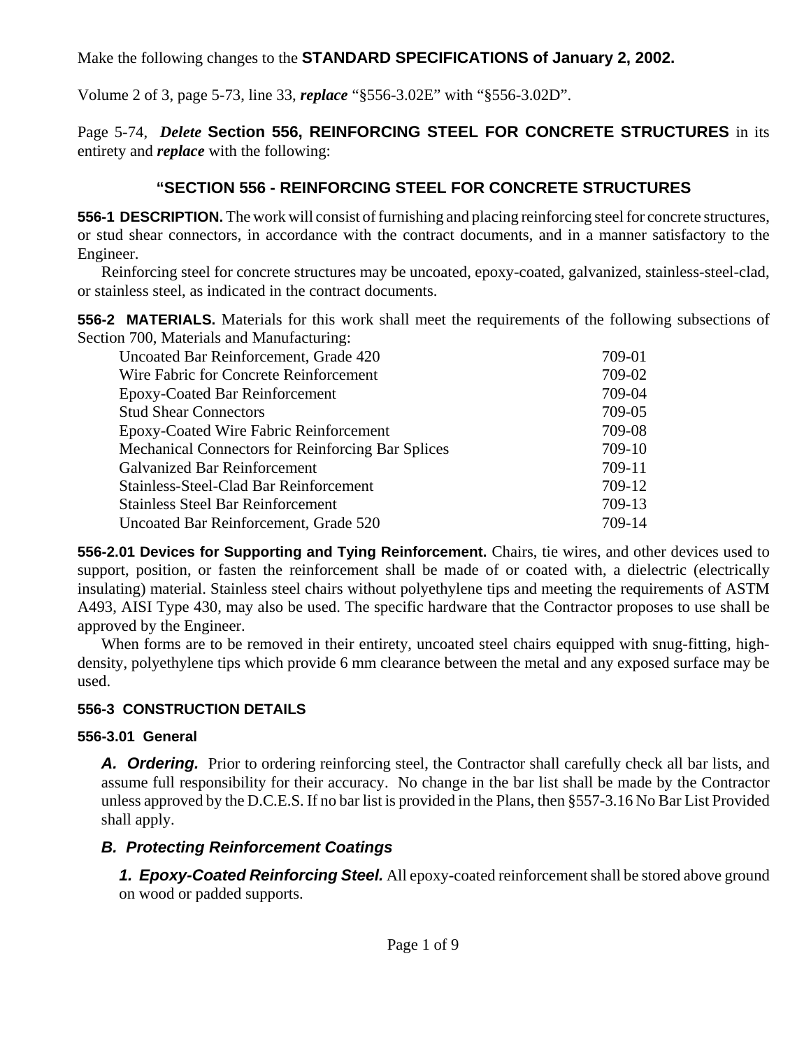Make the following changes to the **STANDARD SPECIFICATIONS of January 2, 2002.**

Volume 2 of 3, page 5-73, line 33, ***replace*** "§556-3.02E" with "§556-3.02D".

Page 5-74, ***Delete*** **Section 556, REINFORCING STEEL FOR CONCRETE STRUCTURES** in its entirety and ***replace*** with the following:

## "SECTION 556 - REINFORCING STEEL FOR CONCRETE STRUCTURES

**556-1 DESCRIPTION.** The work will consist of furnishing and placing reinforcing steel for concrete structures, or stud shear connectors, in accordance with the contract documents, and in a manner satisfactory to the Engineer.

Reinforcing steel for concrete structures may be uncoated, epoxy-coated, galvanized, stainless-steel-clad, or stainless steel, as indicated in the contract documents.

**556-2 MATERIALS.** Materials for this work shall meet the requirements of the following subsections of Section 700, Materials and Manufacturing:

| | |
|---|---|
| Uncoated Bar Reinforcement, Grade 420 | 709-01 |
| Wire Fabric for Concrete Reinforcement | 709-02 |
| Epoxy-Coated Bar Reinforcement | 709-04 |
| Stud Shear Connectors | 709-05 |
| Epoxy-Coated Wire Fabric Reinforcement | 709-08 |
| Mechanical Connectors for Reinforcing Bar Splices | 709-10 |
| Galvanized Bar Reinforcement | 709-11 |
| Stainless-Steel-Clad Bar Reinforcement | 709-12 |
| Stainless Steel Bar Reinforcement | 709-13 |
| Uncoated Bar Reinforcement, Grade 520 | 709-14 |

**556-2.01 Devices for Supporting and Tying Reinforcement.** Chairs, tie wires, and other devices used to support, position, or fasten the reinforcement shall be made of or coated with, a dielectric (electrically insulating) material. Stainless steel chairs without polyethylene tips and meeting the requirements of ASTM A493, AISI Type 430, may also be used. The specific hardware that the Contractor proposes to use shall be approved by the Engineer.

When forms are to be removed in their entirety, uncoated steel chairs equipped with snug-fitting, high-density, polyethylene tips which provide 6 mm clearance between the metal and any exposed surface may be used.

### 556-3 CONSTRUCTION DETAILS

#### 556-3.01 General

***A. Ordering.*** Prior to ordering reinforcing steel, the Contractor shall carefully check all bar lists, and assume full responsibility for their accuracy. No change in the bar list shall be made by the Contractor unless approved by the D.C.E.S. If no bar list is provided in the Plans, then §557-3.16 No Bar List Provided shall apply.

***B. Protecting Reinforcement Coatings***

***1. Epoxy-Coated Reinforcing Steel.*** All epoxy-coated reinforcement shall be stored above ground on wood or padded supports.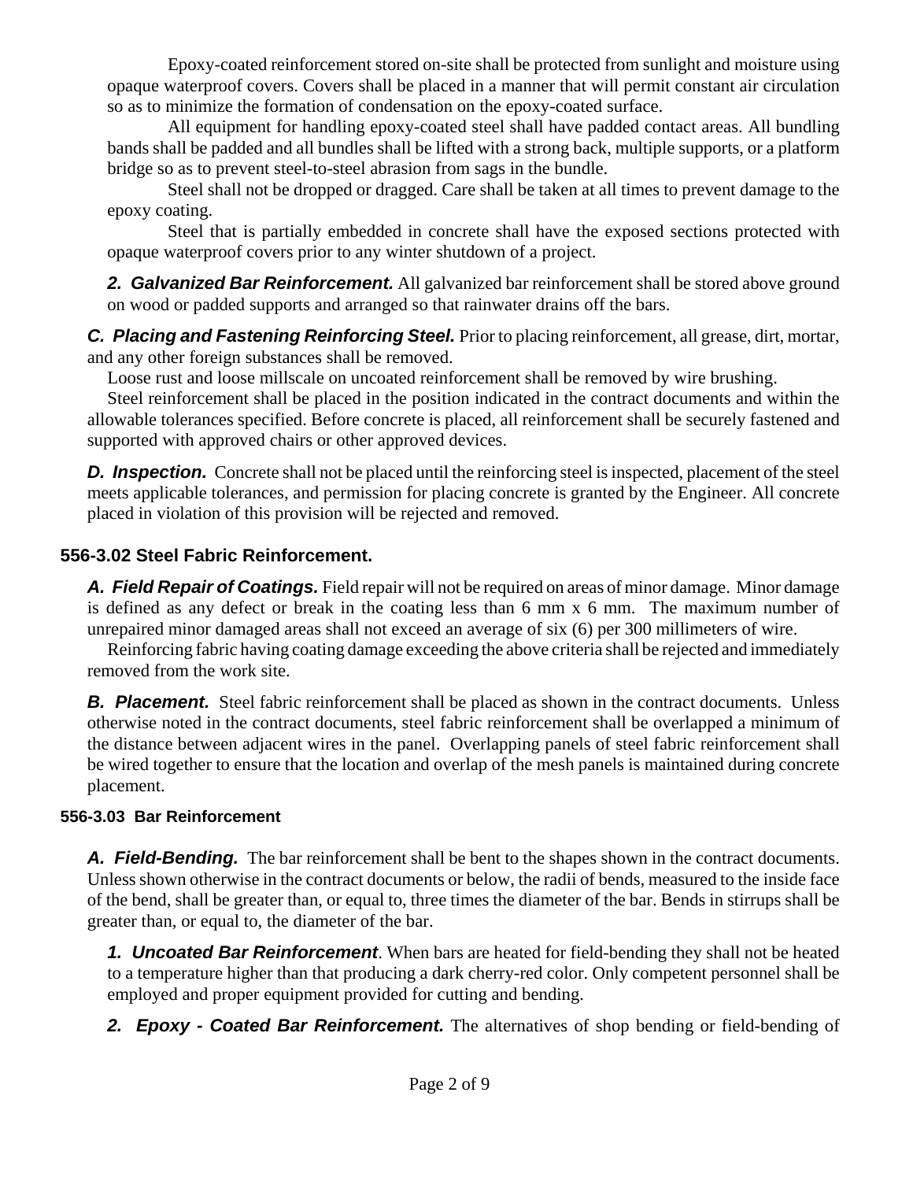Epoxy-coated reinforcement stored on-site shall be protected from sunlight and moisture using opaque waterproof covers. Covers shall be placed in a manner that will permit constant air circulation so as to minimize the formation of condensation on the epoxy-coated surface.

All equipment for handling epoxy-coated steel shall have padded contact areas. All bundling bands shall be padded and all bundles shall be lifted with a strong back, multiple supports, or a platform bridge so as to prevent steel-to-steel abrasion from sags in the bundle.

Steel shall not be dropped or dragged. Care shall be taken at all times to prevent damage to the epoxy coating.

Steel that is partially embedded in concrete shall have the exposed sections protected with opaque waterproof covers prior to any winter shutdown of a project.

***2. Galvanized Bar Reinforcement.*** All galvanized bar reinforcement shall be stored above ground on wood or padded supports and arranged so that rainwater drains off the bars.

***C. Placing and Fastening Reinforcing Steel.*** Prior to placing reinforcement, all grease, dirt, mortar, and any other foreign substances shall be removed.

Loose rust and loose millscale on uncoated reinforcement shall be removed by wire brushing.

Steel reinforcement shall be placed in the position indicated in the contract documents and within the allowable tolerances specified. Before concrete is placed, all reinforcement shall be securely fastened and supported with approved chairs or other approved devices.

***D. Inspection.*** Concrete shall not be placed until the reinforcing steel is inspected, placement of the steel meets applicable tolerances, and permission for placing concrete is granted by the Engineer. All concrete placed in violation of this provision will be rejected and removed.

## 556-3.02 Steel Fabric Reinforcement.

***A. Field Repair of Coatings.*** Field repair will not be required on areas of minor damage. Minor damage is defined as any defect or break in the coating less than 6 mm x 6 mm. The maximum number of unrepaired minor damaged areas shall not exceed an average of six (6) per 300 millimeters of wire.

Reinforcing fabric having coating damage exceeding the above criteria shall be rejected and immediately removed from the work site.

***B. Placement.*** Steel fabric reinforcement shall be placed as shown in the contract documents. Unless otherwise noted in the contract documents, steel fabric reinforcement shall be overlapped a minimum of the distance between adjacent wires in the panel. Overlapping panels of steel fabric reinforcement shall be wired together to ensure that the location and overlap of the mesh panels is maintained during concrete placement.

### 556-3.03 Bar Reinforcement

***A. Field-Bending.*** The bar reinforcement shall be bent to the shapes shown in the contract documents. Unless shown otherwise in the contract documents or below, the radii of bends, measured to the inside face of the bend, shall be greater than, or equal to, three times the diameter of the bar. Bends in stirrups shall be greater than, or equal to, the diameter of the bar.

***1. Uncoated Bar Reinforcement***. When bars are heated for field-bending they shall not be heated to a temperature higher than that producing a dark cherry-red color. Only competent personnel shall be employed and proper equipment provided for cutting and bending.

***2. Epoxy - Coated Bar Reinforcement.*** The alternatives of shop bending or field-bending of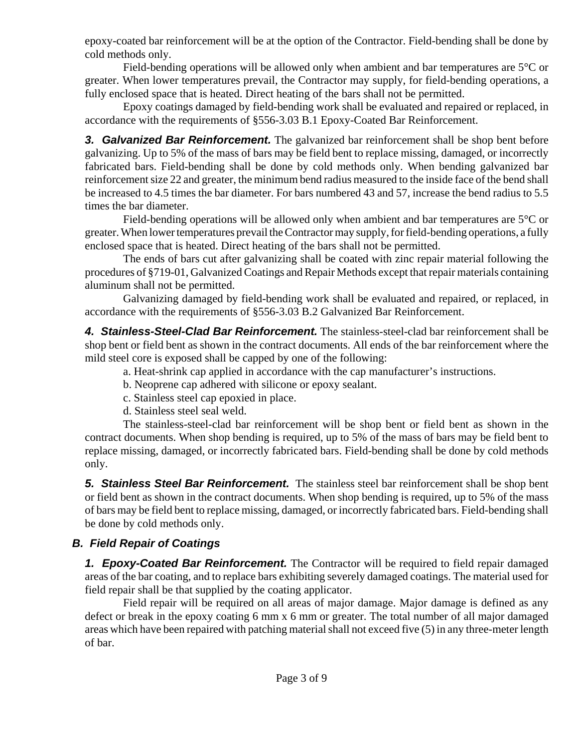epoxy-coated bar reinforcement will be at the option of the Contractor. Field-bending shall be done by cold methods only.

Field-bending operations will be allowed only when ambient and bar temperatures are 5°C or greater. When lower temperatures prevail, the Contractor may supply, for field-bending operations, a fully enclosed space that is heated. Direct heating of the bars shall not be permitted.

Epoxy coatings damaged by field-bending work shall be evaluated and repaired or replaced, in accordance with the requirements of §556-3.03 B.1 Epoxy-Coated Bar Reinforcement.

***3. Galvanized Bar Reinforcement.*** The galvanized bar reinforcement shall be shop bent before galvanizing. Up to 5% of the mass of bars may be field bent to replace missing, damaged, or incorrectly fabricated bars. Field-bending shall be done by cold methods only. When bending galvanized bar reinforcement size 22 and greater, the minimum bend radius measured to the inside face of the bend shall be increased to 4.5 times the bar diameter. For bars numbered 43 and 57, increase the bend radius to 5.5 times the bar diameter.

Field-bending operations will be allowed only when ambient and bar temperatures are 5°C or greater. When lower temperatures prevail the Contractor may supply, for field-bending operations, a fully enclosed space that is heated. Direct heating of the bars shall not be permitted.

The ends of bars cut after galvanizing shall be coated with zinc repair material following the procedures of §719-01, Galvanized Coatings and Repair Methods except that repair materials containing aluminum shall not be permitted.

Galvanizing damaged by field-bending work shall be evaluated and repaired, or replaced, in accordance with the requirements of §556-3.03 B.2 Galvanized Bar Reinforcement.

***4. Stainless-Steel-Clad Bar Reinforcement.*** The stainless-steel-clad bar reinforcement shall be shop bent or field bent as shown in the contract documents. All ends of the bar reinforcement where the mild steel core is exposed shall be capped by one of the following:

a. Heat-shrink cap applied in accordance with the cap manufacturer's instructions.

b. Neoprene cap adhered with silicone or epoxy sealant.

c. Stainless steel cap epoxied in place.

d. Stainless steel seal weld.

The stainless-steel-clad bar reinforcement will be shop bent or field bent as shown in the contract documents. When shop bending is required, up to 5% of the mass of bars may be field bent to replace missing, damaged, or incorrectly fabricated bars. Field-bending shall be done by cold methods only.

***5. Stainless Steel Bar Reinforcement.*** The stainless steel bar reinforcement shall be shop bent or field bent as shown in the contract documents. When shop bending is required, up to 5% of the mass of bars may be field bent to replace missing, damaged, or incorrectly fabricated bars. Field-bending shall be done by cold methods only.

### *B. Field Repair of Coatings*

***1. Epoxy-Coated Bar Reinforcement.*** The Contractor will be required to field repair damaged areas of the bar coating, and to replace bars exhibiting severely damaged coatings. The material used for field repair shall be that supplied by the coating applicator.

Field repair will be required on all areas of major damage. Major damage is defined as any defect or break in the epoxy coating 6 mm x 6 mm or greater. The total number of all major damaged areas which have been repaired with patching material shall not exceed five (5) in any three-meter length of bar.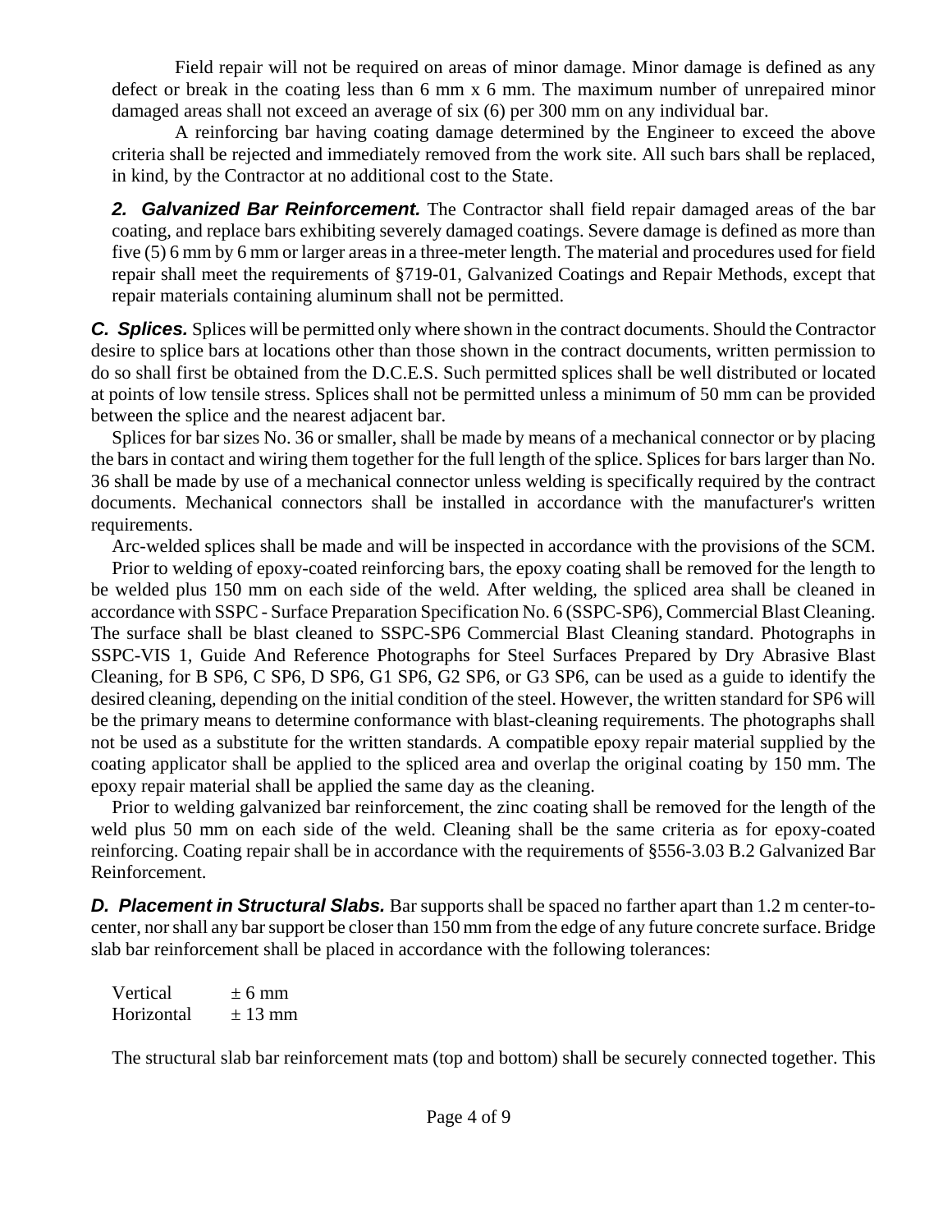Field repair will not be required on areas of minor damage. Minor damage is defined as any defect or break in the coating less than 6 mm x 6 mm. The maximum number of unrepaired minor damaged areas shall not exceed an average of six (6) per 300 mm on any individual bar.

A reinforcing bar having coating damage determined by the Engineer to exceed the above criteria shall be rejected and immediately removed from the work site. All such bars shall be replaced, in kind, by the Contractor at no additional cost to the State.

***2. Galvanized Bar Reinforcement.*** The Contractor shall field repair damaged areas of the bar coating, and replace bars exhibiting severely damaged coatings. Severe damage is defined as more than five (5) 6 mm by 6 mm or larger areas in a three-meter length. The material and procedures used for field repair shall meet the requirements of §719-01, Galvanized Coatings and Repair Methods, except that repair materials containing aluminum shall not be permitted.

***C. Splices.*** Splices will be permitted only where shown in the contract documents. Should the Contractor desire to splice bars at locations other than those shown in the contract documents, written permission to do so shall first be obtained from the D.C.E.S. Such permitted splices shall be well distributed or located at points of low tensile stress. Splices shall not be permitted unless a minimum of 50 mm can be provided between the splice and the nearest adjacent bar.

Splices for bar sizes No. 36 or smaller, shall be made by means of a mechanical connector or by placing the bars in contact and wiring them together for the full length of the splice. Splices for bars larger than No. 36 shall be made by use of a mechanical connector unless welding is specifically required by the contract documents. Mechanical connectors shall be installed in accordance with the manufacturer's written requirements.

Arc-welded splices shall be made and will be inspected in accordance with the provisions of the SCM.

Prior to welding of epoxy-coated reinforcing bars, the epoxy coating shall be removed for the length to be welded plus 150 mm on each side of the weld. After welding, the spliced area shall be cleaned in accordance with SSPC - Surface Preparation Specification No. 6 (SSPC-SP6), Commercial Blast Cleaning. The surface shall be blast cleaned to SSPC-SP6 Commercial Blast Cleaning standard. Photographs in SSPC-VIS 1, Guide And Reference Photographs for Steel Surfaces Prepared by Dry Abrasive Blast Cleaning, for B SP6, C SP6, D SP6, G1 SP6, G2 SP6, or G3 SP6, can be used as a guide to identify the desired cleaning, depending on the initial condition of the steel. However, the written standard for SP6 will be the primary means to determine conformance with blast-cleaning requirements. The photographs shall not be used as a substitute for the written standards. A compatible epoxy repair material supplied by the coating applicator shall be applied to the spliced area and overlap the original coating by 150 mm. The epoxy repair material shall be applied the same day as the cleaning.

Prior to welding galvanized bar reinforcement, the zinc coating shall be removed for the length of the weld plus 50 mm on each side of the weld. Cleaning shall be the same criteria as for epoxy-coated reinforcing. Coating repair shall be in accordance with the requirements of §556-3.03 B.2 Galvanized Bar Reinforcement.

***D. Placement in Structural Slabs.*** Bar supports shall be spaced no farther apart than 1.2 m center-to-center, nor shall any bar support be closer than 150 mm from the edge of any future concrete surface. Bridge slab bar reinforcement shall be placed in accordance with the following tolerances:

| | |
|---|---|
| Vertical | ± 6 mm |
| Horizontal | ± 13 mm |

The structural slab bar reinforcement mats (top and bottom) shall be securely connected together. This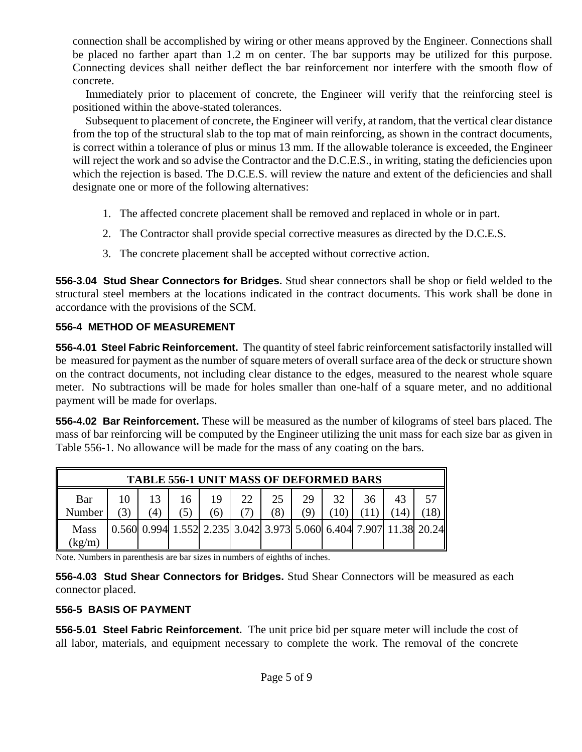connection shall be accomplished by wiring or other means approved by the Engineer. Connections shall be placed no farther apart than 1.2 m on center. The bar supports may be utilized for this purpose. Connecting devices shall neither deflect the bar reinforcement nor interfere with the smooth flow of concrete.

Immediately prior to placement of concrete, the Engineer will verify that the reinforcing steel is positioned within the above-stated tolerances.

Subsequent to placement of concrete, the Engineer will verify, at random, that the vertical clear distance from the top of the structural slab to the top mat of main reinforcing, as shown in the contract documents, is correct within a tolerance of plus or minus 13 mm. If the allowable tolerance is exceeded, the Engineer will reject the work and so advise the Contractor and the D.C.E.S., in writing, stating the deficiencies upon which the rejection is based. The D.C.E.S. will review the nature and extent of the deficiencies and shall designate one or more of the following alternatives:

1. The affected concrete placement shall be removed and replaced in whole or in part.
2. The Contractor shall provide special corrective measures as directed by the D.C.E.S.
3. The concrete placement shall be accepted without corrective action.

**556-3.04 Stud Shear Connectors for Bridges.** Stud shear connectors shall be shop or field welded to the structural steel members at the locations indicated in the contract documents. This work shall be done in accordance with the provisions of the SCM.

### 556-4 METHOD OF MEASUREMENT

**556-4.01 Steel Fabric Reinforcement.** The quantity of steel fabric reinforcement satisfactorily installed will be measured for payment as the number of square meters of overall surface area of the deck or structure shown on the contract documents, not including clear distance to the edges, measured to the nearest whole square meter. No subtractions will be made for holes smaller than one-half of a square meter, and no additional payment will be made for overlaps.

**556-4.02 Bar Reinforcement.** These will be measured as the number of kilograms of steel bars placed. The mass of bar reinforcing will be computed by the Engineer utilizing the unit mass for each size bar as given in Table 556-1. No allowance will be made for the mass of any coating on the bars.

**TABLE 556-1 UNIT MASS OF DEFORMED BARS**

| Bar Number | 10 (3) | 13 (4) | 16 (5) | 19 (6) | 22 (7) | 25 (8) | 29 (9) | 32 (10) | 36 (11) | 43 (14) | 57 (18) |
|---|---|---|---|---|---|---|---|---|---|---|---|
| Mass (kg/m) | 0.560 | 0.994 | 1.552 | 2.235 | 3.042 | 3.973 | 5.060 | 6.404 | 7.907 | 11.38 | 20.24 |

Note. Numbers in parenthesis are bar sizes in numbers of eighths of inches.

**556-4.03 Stud Shear Connectors for Bridges.** Stud Shear Connectors will be measured as each connector placed.

### 556-5 BASIS OF PAYMENT

**556-5.01 Steel Fabric Reinforcement.** The unit price bid per square meter will include the cost of all labor, materials, and equipment necessary to complete the work. The removal of the concrete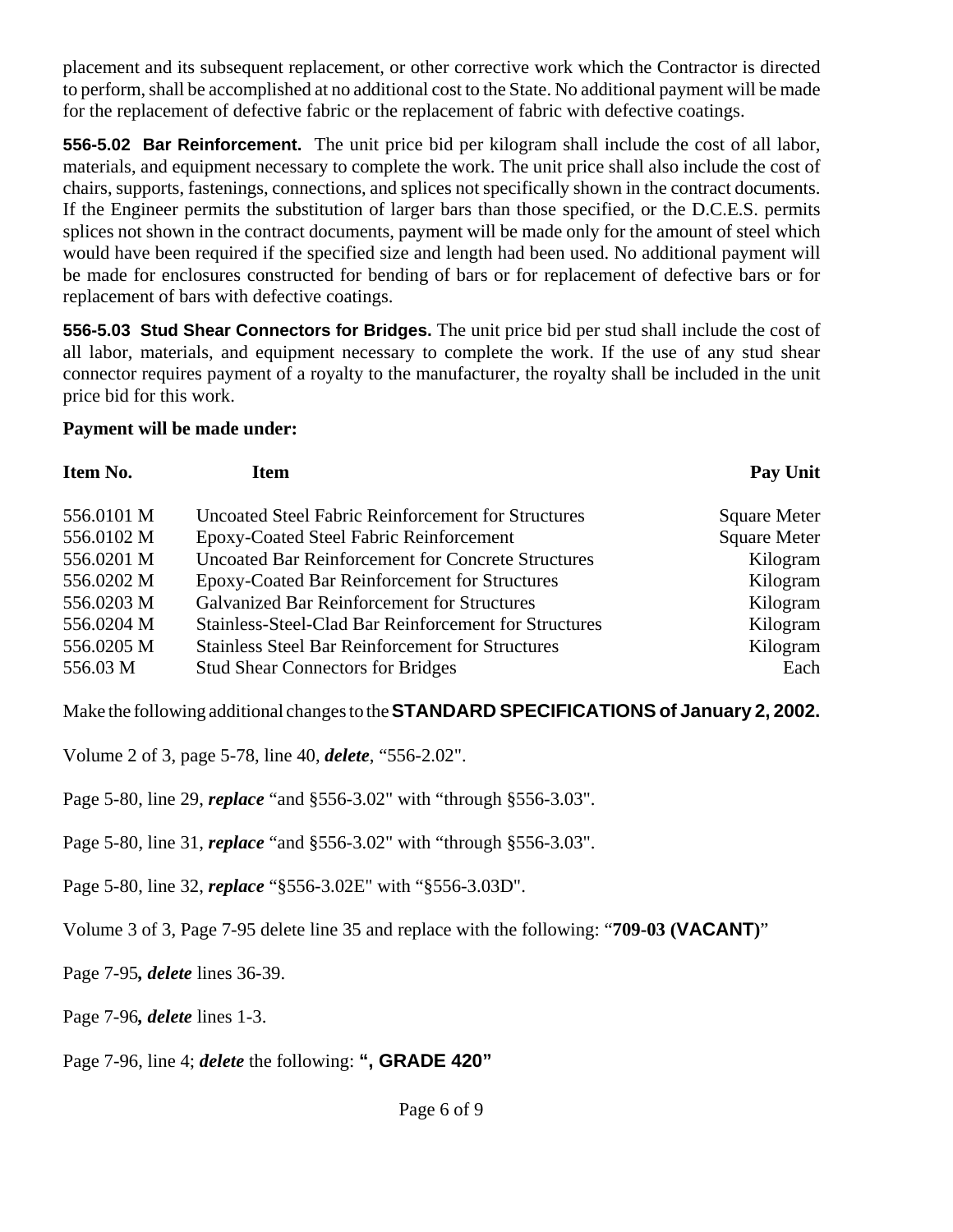placement and its subsequent replacement, or other corrective work which the Contractor is directed to perform, shall be accomplished at no additional cost to the State. No additional payment will be made for the replacement of defective fabric or the replacement of fabric with defective coatings.

**556-5.02 Bar Reinforcement.** The unit price bid per kilogram shall include the cost of all labor, materials, and equipment necessary to complete the work. The unit price shall also include the cost of chairs, supports, fastenings, connections, and splices not specifically shown in the contract documents. If the Engineer permits the substitution of larger bars than those specified, or the D.C.E.S. permits splices not shown in the contract documents, payment will be made only for the amount of steel which would have been required if the specified size and length had been used. No additional payment will be made for enclosures constructed for bending of bars or for replacement of defective bars or for replacement of bars with defective coatings.

**556-5.03 Stud Shear Connectors for Bridges.** The unit price bid per stud shall include the cost of all labor, materials, and equipment necessary to complete the work. If the use of any stud shear connector requires payment of a royalty to the manufacturer, the royalty shall be included in the unit price bid for this work.

**Payment will be made under:**

| Item No. | Item | Pay Unit |
|---|---|---|
| 556.0101 M | Uncoated Steel Fabric Reinforcement for Structures | Square Meter |
| 556.0102 M | Epoxy-Coated Steel Fabric Reinforcement | Square Meter |
| 556.0201 M | Uncoated Bar Reinforcement for Concrete Structures | Kilogram |
| 556.0202 M | Epoxy-Coated Bar Reinforcement for Structures | Kilogram |
| 556.0203 M | Galvanized Bar Reinforcement for Structures | Kilogram |
| 556.0204 M | Stainless-Steel-Clad Bar Reinforcement for Structures | Kilogram |
| 556.0205 M | Stainless Steel Bar Reinforcement for Structures | Kilogram |
| 556.03 M | Stud Shear Connectors for Bridges | Each |

Make the following additional changes to the **STANDARD SPECIFICATIONS of January 2, 2002.**

Volume 2 of 3, page 5-78, line 40, ***delete***, "556-2.02".

Page 5-80, line 29, ***replace*** "and §556-3.02" with "through §556-3.03".

Page 5-80, line 31, ***replace*** "and §556-3.02" with "through §556-3.03".

Page 5-80, line 32, ***replace*** "§556-3.02E" with "§556-3.03D".

Volume 3 of 3, Page 7-95 delete line 35 and replace with the following: "**709-03 (VACANT)**"

Page 7-95***, delete*** lines 36-39.

Page 7-96***, delete*** lines 1-3.

Page 7-96, line 4; ***delete*** the following: **", GRADE 420"**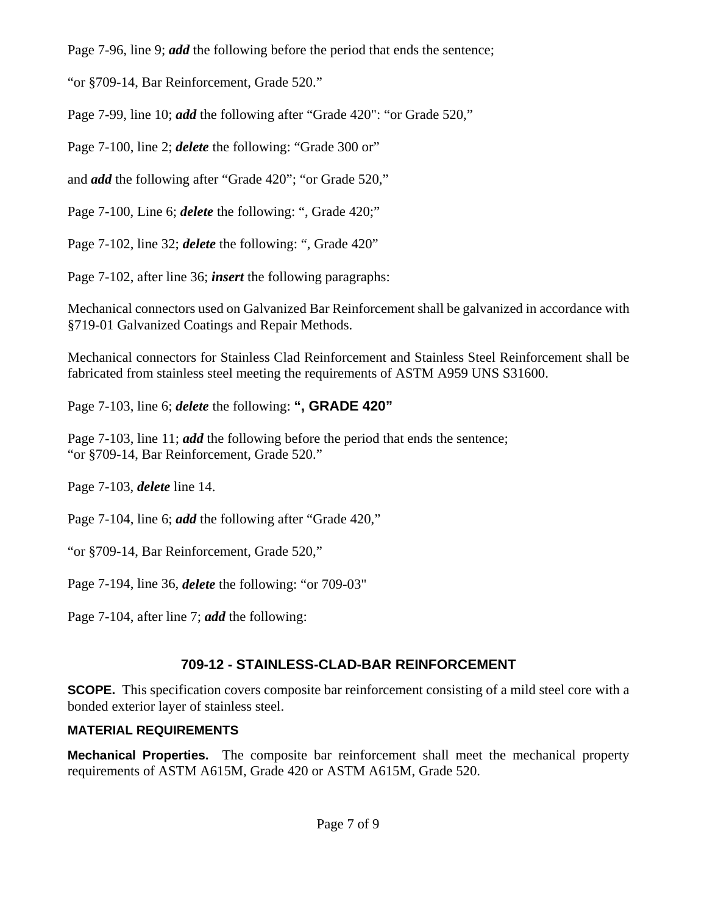Page 7-96, line 9; ***add*** the following before the period that ends the sentence;

“or §709-14, Bar Reinforcement, Grade 520.”

Page 7-99, line 10; ***add*** the following after “Grade 420": “or Grade 520,”

Page 7-100, line 2; ***delete*** the following: “Grade 300 or”

and ***add*** the following after “Grade 420”; “or Grade 520,”

Page 7-100, Line 6; ***delete*** the following: “, Grade 420;”

Page 7-102, line 32; ***delete*** the following: “, Grade 420”

Page 7-102, after line 36; ***insert*** the following paragraphs:

Mechanical connectors used on Galvanized Bar Reinforcement shall be galvanized in accordance with §719-01 Galvanized Coatings and Repair Methods.

Mechanical connectors for Stainless Clad Reinforcement and Stainless Steel Reinforcement shall be fabricated from stainless steel meeting the requirements of ASTM A959 UNS S31600.

Page 7-103, line 6; ***delete*** the following: **“, GRADE 420”**

Page 7-103, line 11; ***add*** the following before the period that ends the sentence;
“or §709-14, Bar Reinforcement, Grade 520.”

Page 7-103, ***delete*** line 14.

Page 7-104, line 6; ***add*** the following after “Grade 420,”

“or §709-14, Bar Reinforcement, Grade 520,”

Page 7-194, line 36, ***delete*** the following: “or 709-03"

Page 7-104, after line 7; ***add*** the following:

## 709-12 - STAINLESS-CLAD-BAR REINFORCEMENT

**SCOPE.** This specification covers composite bar reinforcement consisting of a mild steel core with a bonded exterior layer of stainless steel.

### MATERIAL REQUIREMENTS

**Mechanical Properties.** The composite bar reinforcement shall meet the mechanical property requirements of ASTM A615M, Grade 420 or ASTM A615M, Grade 520.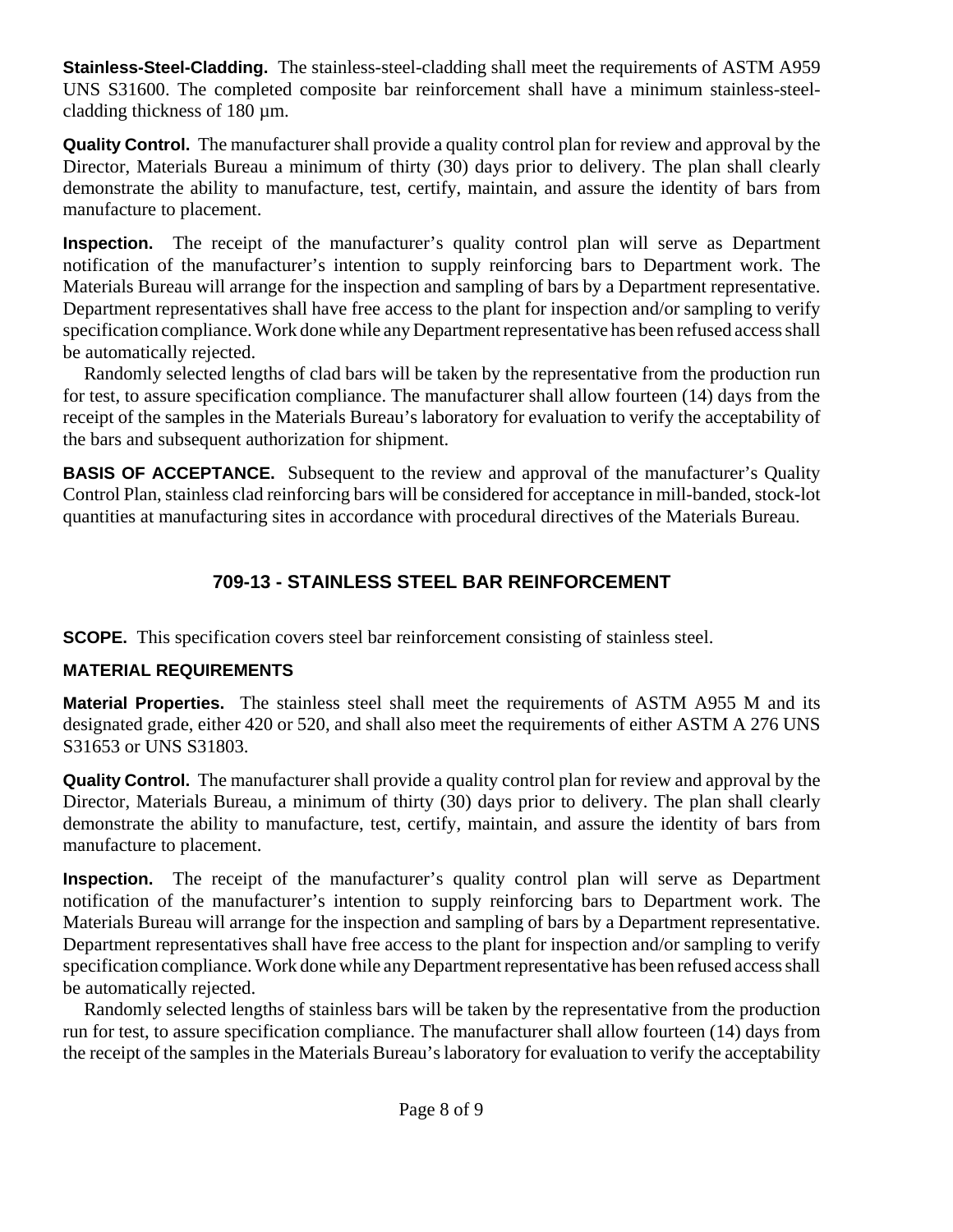**Stainless-Steel-Cladding.** The stainless-steel-cladding shall meet the requirements of ASTM A959 UNS S31600. The completed composite bar reinforcement shall have a minimum stainless-steel-cladding thickness of 180 µm.

**Quality Control.** The manufacturer shall provide a quality control plan for review and approval by the Director, Materials Bureau a minimum of thirty (30) days prior to delivery. The plan shall clearly demonstrate the ability to manufacture, test, certify, maintain, and assure the identity of bars from manufacture to placement.

**Inspection.** The receipt of the manufacturer's quality control plan will serve as Department notification of the manufacturer's intention to supply reinforcing bars to Department work. The Materials Bureau will arrange for the inspection and sampling of bars by a Department representative. Department representatives shall have free access to the plant for inspection and/or sampling to verify specification compliance. Work done while any Department representative has been refused access shall be automatically rejected.

Randomly selected lengths of clad bars will be taken by the representative from the production run for test, to assure specification compliance. The manufacturer shall allow fourteen (14) days from the receipt of the samples in the Materials Bureau's laboratory for evaluation to verify the acceptability of the bars and subsequent authorization for shipment.

**BASIS OF ACCEPTANCE.** Subsequent to the review and approval of the manufacturer's Quality Control Plan, stainless clad reinforcing bars will be considered for acceptance in mill-banded, stock-lot quantities at manufacturing sites in accordance with procedural directives of the Materials Bureau.

## 709-13 - STAINLESS STEEL BAR REINFORCEMENT

**SCOPE.** This specification covers steel bar reinforcement consisting of stainless steel.

**MATERIAL REQUIREMENTS**

**Material Properties.** The stainless steel shall meet the requirements of ASTM A955 M and its designated grade, either 420 or 520, and shall also meet the requirements of either ASTM A 276 UNS S31653 or UNS S31803.

**Quality Control.** The manufacturer shall provide a quality control plan for review and approval by the Director, Materials Bureau, a minimum of thirty (30) days prior to delivery. The plan shall clearly demonstrate the ability to manufacture, test, certify, maintain, and assure the identity of bars from manufacture to placement.

**Inspection.** The receipt of the manufacturer's quality control plan will serve as Department notification of the manufacturer's intention to supply reinforcing bars to Department work. The Materials Bureau will arrange for the inspection and sampling of bars by a Department representative. Department representatives shall have free access to the plant for inspection and/or sampling to verify specification compliance. Work done while any Department representative has been refused access shall be automatically rejected.

Randomly selected lengths of stainless bars will be taken by the representative from the production run for test, to assure specification compliance. The manufacturer shall allow fourteen (14) days from the receipt of the samples in the Materials Bureau's laboratory for evaluation to verify the acceptability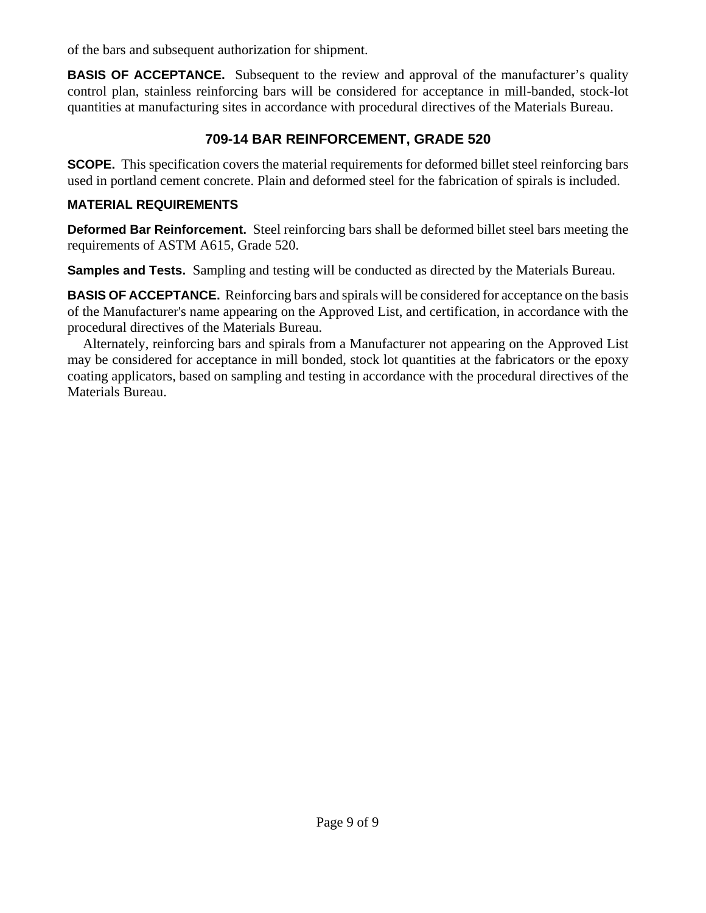of the bars and subsequent authorization for shipment.

**BASIS OF ACCEPTANCE.** Subsequent to the review and approval of the manufacturer's quality control plan, stainless reinforcing bars will be considered for acceptance in mill-banded, stock-lot quantities at manufacturing sites in accordance with procedural directives of the Materials Bureau.

## 709-14 BAR REINFORCEMENT, GRADE 520

**SCOPE.** This specification covers the material requirements for deformed billet steel reinforcing bars used in portland cement concrete. Plain and deformed steel for the fabrication of spirals is included.

### MATERIAL REQUIREMENTS

**Deformed Bar Reinforcement.** Steel reinforcing bars shall be deformed billet steel bars meeting the requirements of ASTM A615, Grade 520.

**Samples and Tests.** Sampling and testing will be conducted as directed by the Materials Bureau.

**BASIS OF ACCEPTANCE.** Reinforcing bars and spirals will be considered for acceptance on the basis of the Manufacturer's name appearing on the Approved List, and certification, in accordance with the procedural directives of the Materials Bureau.

Alternately, reinforcing bars and spirals from a Manufacturer not appearing on the Approved List may be considered for acceptance in mill bonded, stock lot quantities at the fabricators or the epoxy coating applicators, based on sampling and testing in accordance with the procedural directives of the Materials Bureau.